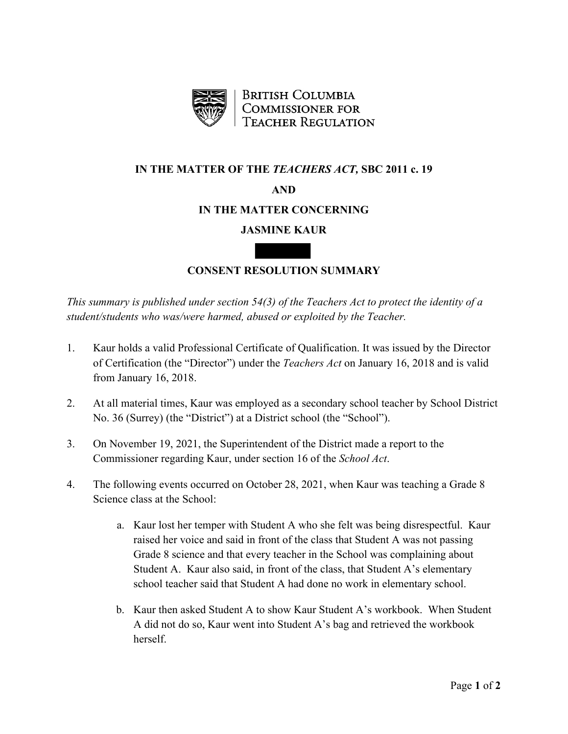British Columbia Commissioner for Teacher Regulation

**IN THE MATTER OF THE *TEACHERS ACT,* SBC 2011 c. 19**

**AND**

**IN THE MATTER CONCERNING**

**JASMINE KAUR**

**CONSENT RESOLUTION SUMMARY**

*This summary is published under section 54(3) of the Teachers Act to protect the identity of a student/students who was/were harmed, abused or exploited by the Teacher.*

1. Kaur holds a valid Professional Certificate of Qualification. It was issued by the Director of Certification (the "Director") under the *Teachers Act* on January 16, 2018 and is valid from January 16, 2018.

2. At all material times, Kaur was employed as a secondary school teacher by School District No. 36 (Surrey) (the "District") at a District school (the "School").

3. On November 19, 2021, the Superintendent of the District made a report to the Commissioner regarding Kaur, under section 16 of the *School Act*.

4. The following events occurred on October 28, 2021, when Kaur was teaching a Grade 8 Science class at the School:

   a. Kaur lost her temper with Student A who she felt was being disrespectful. Kaur raised her voice and said in front of the class that Student A was not passing Grade 8 science and that every teacher in the School was complaining about Student A. Kaur also said, in front of the class, that Student A's elementary school teacher said that Student A had done no work in elementary school.

   b. Kaur then asked Student A to show Kaur Student A's workbook. When Student A did not do so, Kaur went into Student A's bag and retrieved the workbook herself.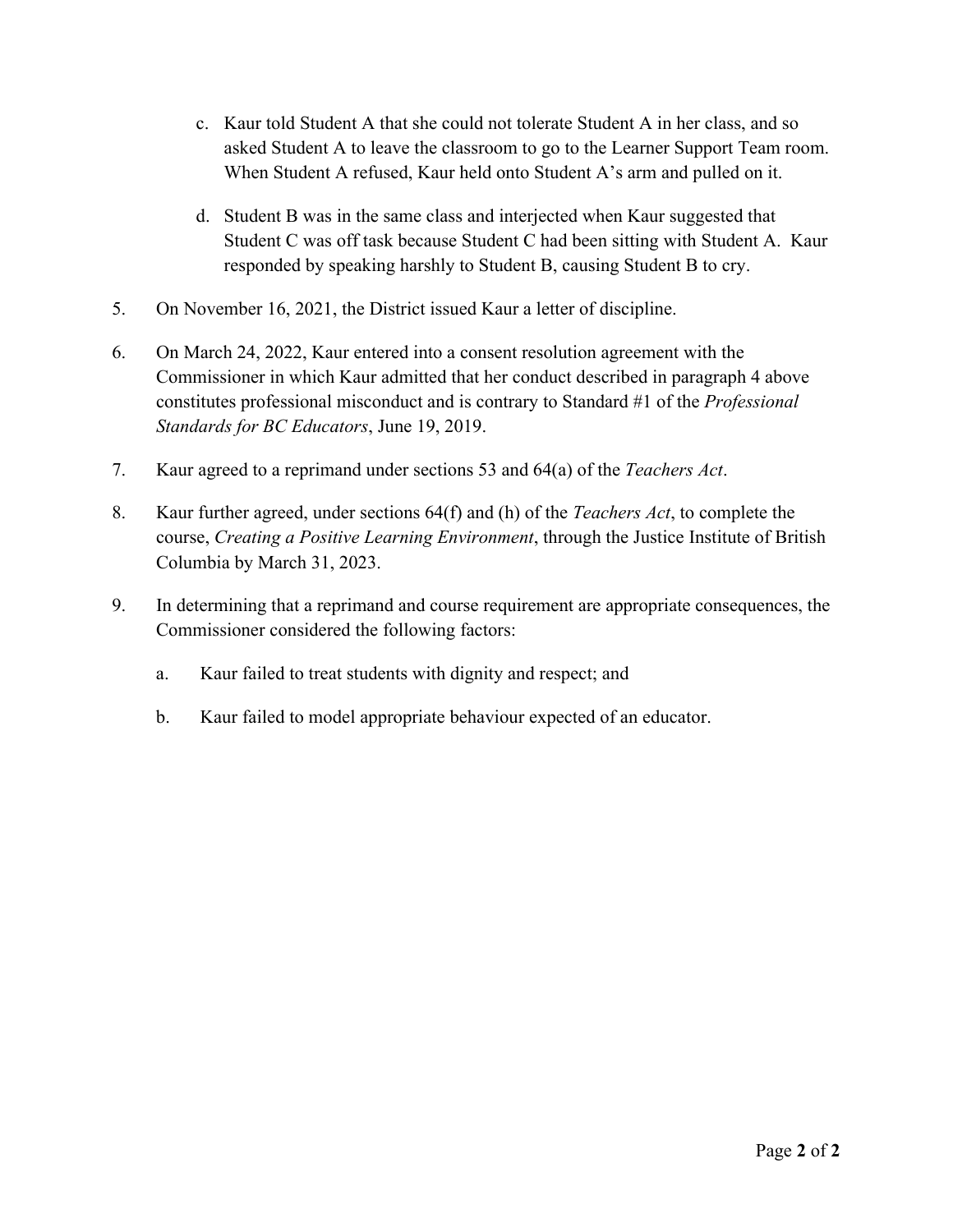c. Kaur told Student A that she could not tolerate Student A in her class, and so asked Student A to leave the classroom to go to the Learner Support Team room. When Student A refused, Kaur held onto Student A's arm and pulled on it.

d. Student B was in the same class and interjected when Kaur suggested that Student C was off task because Student C had been sitting with Student A. Kaur responded by speaking harshly to Student B, causing Student B to cry.

5. On November 16, 2021, the District issued Kaur a letter of discipline.

6. On March 24, 2022, Kaur entered into a consent resolution agreement with the Commissioner in which Kaur admitted that her conduct described in paragraph 4 above constitutes professional misconduct and is contrary to Standard #1 of the *Professional Standards for BC Educators*, June 19, 2019.

7. Kaur agreed to a reprimand under sections 53 and 64(a) of the *Teachers Act*.

8. Kaur further agreed, under sections 64(f) and (h) of the *Teachers Act*, to complete the course, *Creating a Positive Learning Environment*, through the Justice Institute of British Columbia by March 31, 2023.

9. In determining that a reprimand and course requirement are appropriate consequences, the Commissioner considered the following factors:

   a. Kaur failed to treat students with dignity and respect; and

   b. Kaur failed to model appropriate behaviour expected of an educator.